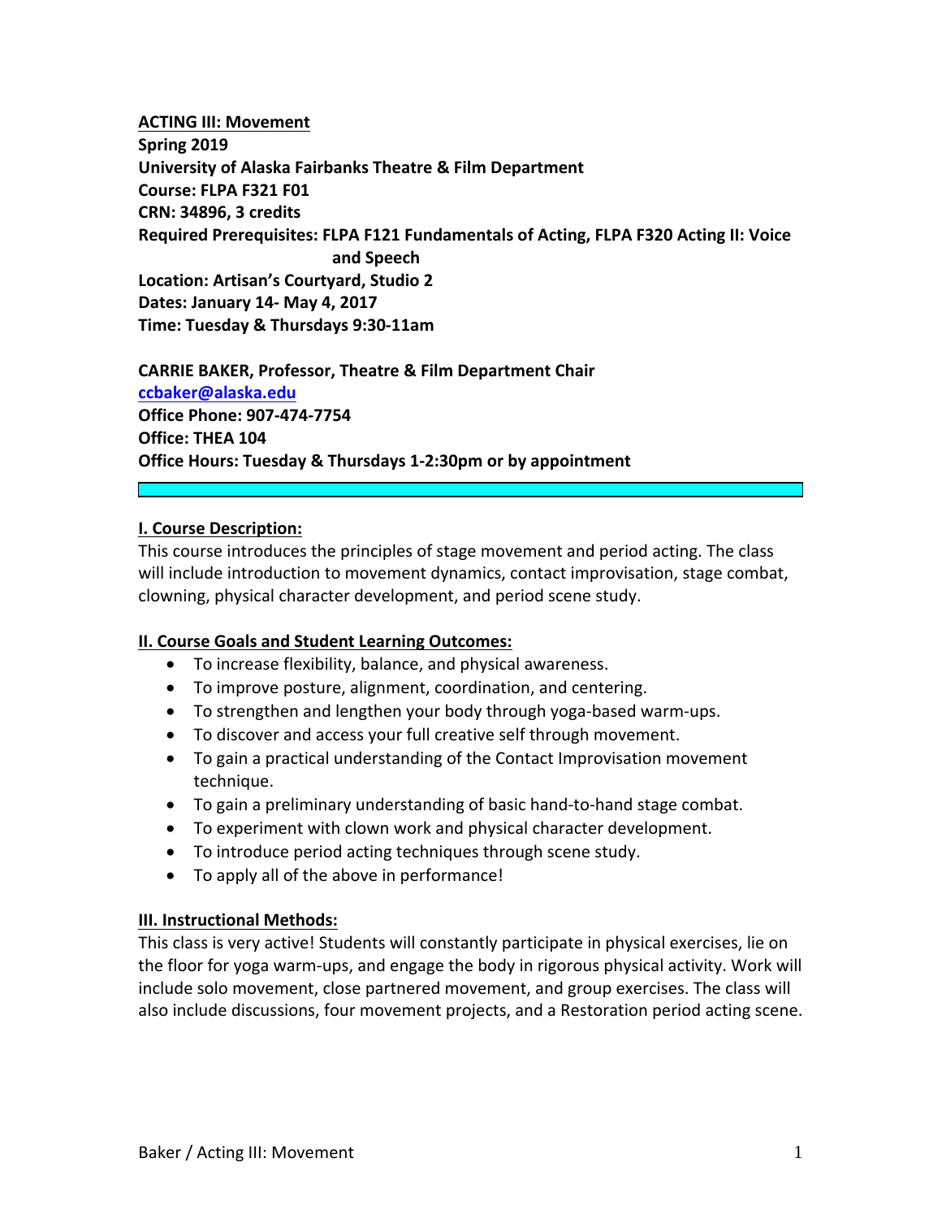**ACTING III: Movement**
**Spring 2019**
**University of Alaska Fairbanks Theatre & Film Department**
**Course: FLPA F321 F01**
**CRN: 34896, 3 credits**
**Required Prerequisites: FLPA F121 Fundamentals of Acting, FLPA F320 Acting II: Voice and Speech**
**Location: Artisan's Courtyard, Studio 2**
**Dates: January 14- May 4, 2017**
**Time: Tuesday & Thursdays 9:30-11am**

**CARRIE BAKER, Professor, Theatre & Film Department Chair**
**ccbaker@alaska.edu**
**Office Phone: 907-474-7754**
**Office: THEA 104**
**Office Hours: Tuesday & Thursdays 1-2:30pm or by appointment**

## I. Course Description:

This course introduces the principles of stage movement and period acting. The class will include introduction to movement dynamics, contact improvisation, stage combat, clowning, physical character development, and period scene study.

## II. Course Goals and Student Learning Outcomes:

- To increase flexibility, balance, and physical awareness.
- To improve posture, alignment, coordination, and centering.
- To strengthen and lengthen your body through yoga-based warm-ups.
- To discover and access your full creative self through movement.
- To gain a practical understanding of the Contact Improvisation movement technique.
- To gain a preliminary understanding of basic hand-to-hand stage combat.
- To experiment with clown work and physical character development.
- To introduce period acting techniques through scene study.
- To apply all of the above in performance!

## III. Instructional Methods:

This class is very active! Students will constantly participate in physical exercises, lie on the floor for yoga warm-ups, and engage the body in rigorous physical activity. Work will include solo movement, close partnered movement, and group exercises. The class will also include discussions, four movement projects, and a Restoration period acting scene.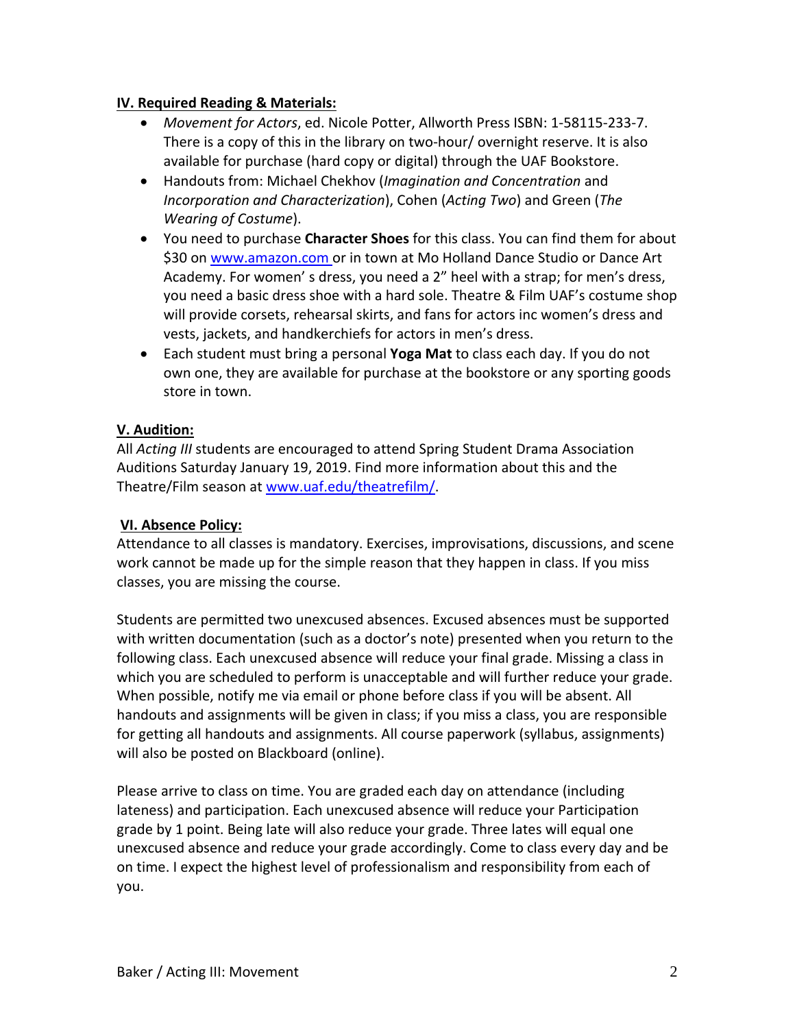**IV. Required Reading & Materials:**

- *Movement for Actors*, ed. Nicole Potter, Allworth Press ISBN: 1-58115-233-7. There is a copy of this in the library on two-hour/ overnight reserve. It is also available for purchase (hard copy or digital) through the UAF Bookstore.
- Handouts from: Michael Chekhov (*Imagination and Concentration* and *Incorporation and Characterization*), Cohen (*Acting Two*) and Green (*The Wearing of Costume*).
- You need to purchase **Character Shoes** for this class. You can find them for about $30 on [www.amazon.com](http://www.amazon.com) or in town at Mo Holland Dance Studio or Dance Art Academy. For women' s dress, you need a 2" heel with a strap; for men's dress, you need a basic dress shoe with a hard sole. Theatre & Film UAF's costume shop will provide corsets, rehearsal skirts, and fans for actors inc women's dress and vests, jackets, and handkerchiefs for actors in men's dress.
- Each student must bring a personal **Yoga Mat** to class each day. If you do not own one, they are available for purchase at the bookstore or any sporting goods store in town.

**V. Audition:**

All *Acting III* students are encouraged to attend Spring Student Drama Association Auditions Saturday January 19, 2019. Find more information about this and the Theatre/Film season at [www.uaf.edu/theatrefilm/](http://www.uaf.edu/theatrefilm/).

**VI. Absence Policy:**

Attendance to all classes is mandatory. Exercises, improvisations, discussions, and scene work cannot be made up for the simple reason that they happen in class. If you miss classes, you are missing the course.

Students are permitted two unexcused absences. Excused absences must be supported with written documentation (such as a doctor's note) presented when you return to the following class. Each unexcused absence will reduce your final grade. Missing a class in which you are scheduled to perform is unacceptable and will further reduce your grade. When possible, notify me via email or phone before class if you will be absent. All handouts and assignments will be given in class; if you miss a class, you are responsible for getting all handouts and assignments. All course paperwork (syllabus, assignments) will also be posted on Blackboard (online).

Please arrive to class on time. You are graded each day on attendance (including lateness) and participation. Each unexcused absence will reduce your Participation grade by 1 point. Being late will also reduce your grade. Three lates will equal one unexcused absence and reduce your grade accordingly. Come to class every day and be on time. I expect the highest level of professionalism and responsibility from each of you.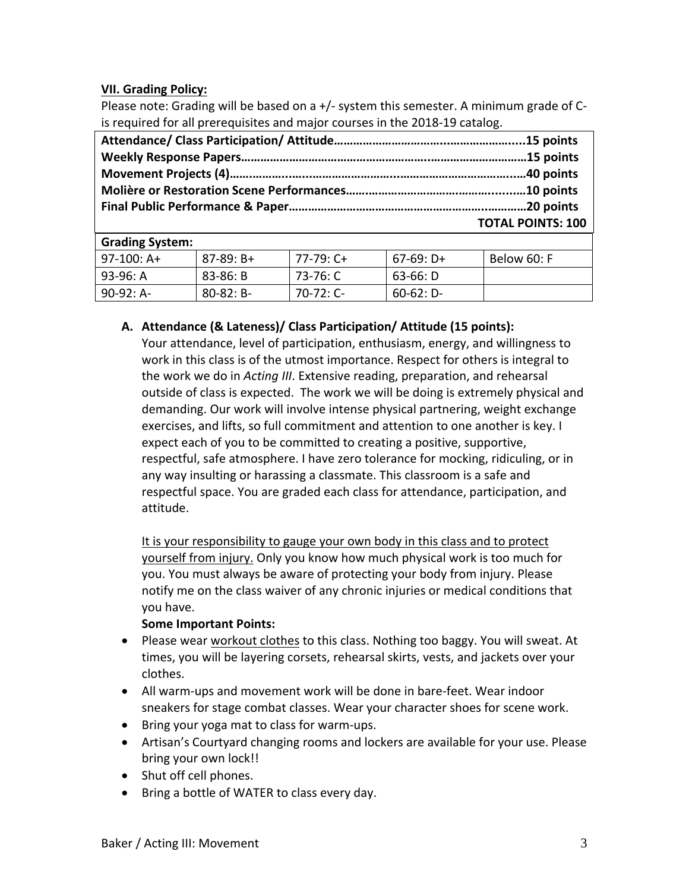### VII. Grading Policy:

Please note: Grading will be based on a +/- system this semester. A minimum grade of C- is required for all prerequisites and major courses in the 2018-19 catalog.

| | |
|---|---|
| **Attendance/ Class Participation/ Attitude** | **15 points** |
| **Weekly Response Papers** | **15 points** |
| **Movement Projects (4)** | **40 points** |
| **Molière or Restoration Scene Performances** | **10 points** |
| **Final Public Performance & Paper** | **20 points** |
| | **TOTAL POINTS: 100** |

| **Grading System:** | | | | |
|---|---|---|---|---|
| 97-100: A+ | 87-89: B+ | 77-79: C+ | 67-69: D+ | Below 60: F |
| 93-96: A | 83-86: B | 73-76: C | 63-66: D | |
| 90-92: A- | 80-82: B- | 70-72: C- | 60-62: D- | |

**A. Attendance (& Lateness)/ Class Participation/ Attitude (15 points):**

Your attendance, level of participation, enthusiasm, energy, and willingness to work in this class is of the utmost importance. Respect for others is integral to the work we do in *Acting III*. Extensive reading, preparation, and rehearsal outside of class is expected. The work we will be doing is extremely physical and demanding. Our work will involve intense physical partnering, weight exchange exercises, and lifts, so full commitment and attention to one another is key. I expect each of you to be committed to creating a positive, supportive, respectful, safe atmosphere. I have zero tolerance for mocking, ridiculing, or in any way insulting or harassing a classmate. This classroom is a safe and respectful space. You are graded each class for attendance, participation, and attitude.

<u>It is your responsibility to gauge your own body in this class and to protect yourself from injury.</u> Only you know how much physical work is too much for you. You must always be aware of protecting your body from injury. Please notify me on the class waiver of any chronic injuries or medical conditions that you have.

**Some Important Points:**

- Please wear <u>workout clothes</u> to this class. Nothing too baggy. You will sweat. At times, you will be layering corsets, rehearsal skirts, vests, and jackets over your clothes.
- All warm-ups and movement work will be done in bare-feet. Wear indoor sneakers for stage combat classes. Wear your character shoes for scene work.
- Bring your yoga mat to class for warm-ups.
- Artisan's Courtyard changing rooms and lockers are available for your use. Please bring your own lock!!
- Shut off cell phones.
- Bring a bottle of WATER to class every day.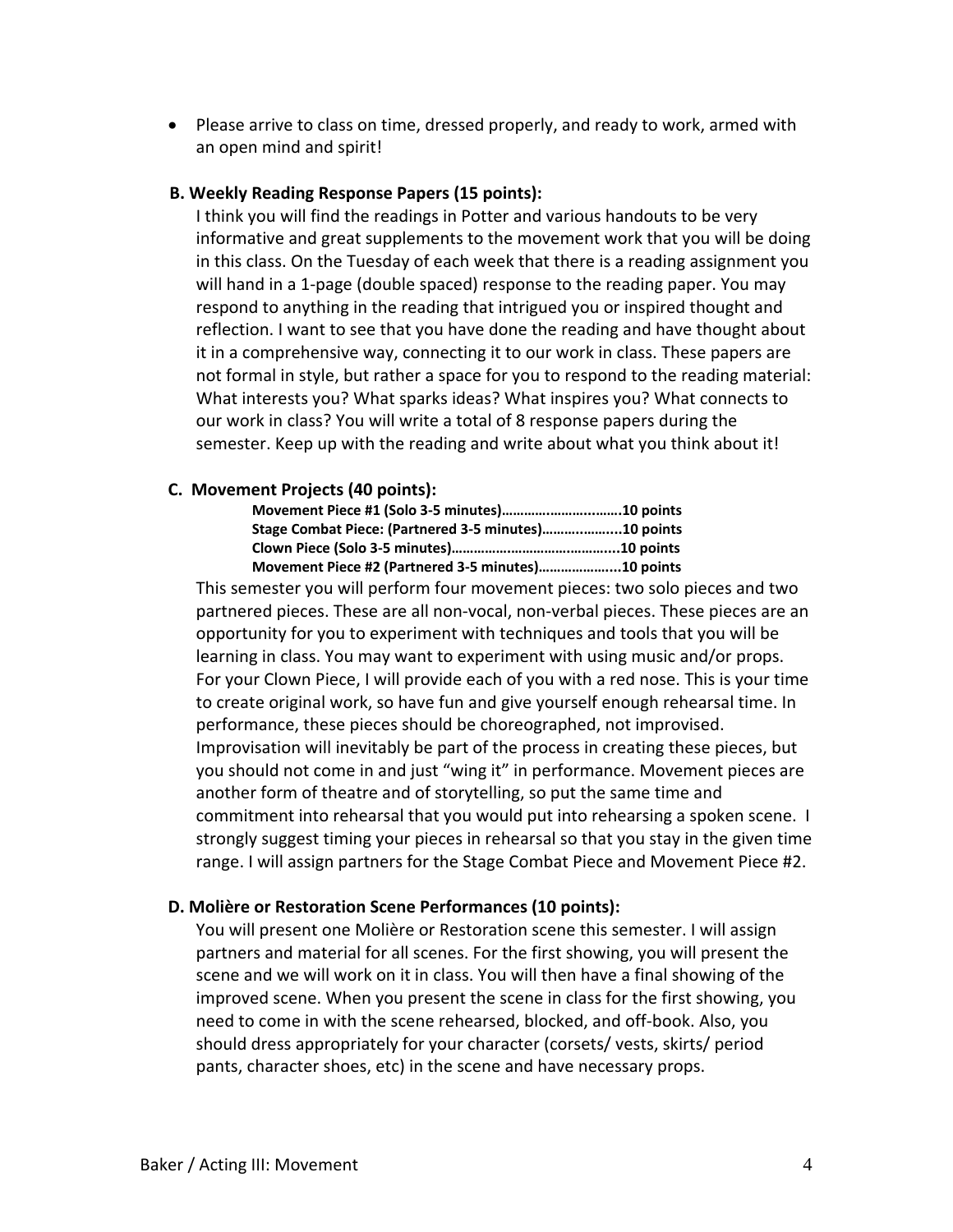- Please arrive to class on time, dressed properly, and ready to work, armed with an open mind and spirit!

**B. Weekly Reading Response Papers (15 points):**

I think you will find the readings in Potter and various handouts to be very informative and great supplements to the movement work that you will be doing in this class. On the Tuesday of each week that there is a reading assignment you will hand in a 1-page (double spaced) response to the reading paper. You may respond to anything in the reading that intrigued you or inspired thought and reflection. I want to see that you have done the reading and have thought about it in a comprehensive way, connecting it to our work in class. These papers are not formal in style, but rather a space for you to respond to the reading material: What interests you? What sparks ideas? What inspires you? What connects to our work in class? You will write a total of 8 response papers during the semester. Keep up with the reading and write about what you think about it!

**C. Movement Projects (40 points):**

**Movement Piece #1 (Solo 3-5 minutes)……………………………10 points**
**Stage Combat Piece: (Partnered 3-5 minutes)……………...10 points**
**Clown Piece (Solo 3-5 minutes)……………………………………..10 points**
**Movement Piece #2 (Partnered 3-5 minutes)………………...10 points**

This semester you will perform four movement pieces: two solo pieces and two partnered pieces. These are all non-vocal, non-verbal pieces. These pieces are an opportunity for you to experiment with techniques and tools that you will be learning in class. You may want to experiment with using music and/or props. For your Clown Piece, I will provide each of you with a red nose. This is your time to create original work, so have fun and give yourself enough rehearsal time. In performance, these pieces should be choreographed, not improvised. Improvisation will inevitably be part of the process in creating these pieces, but you should not come in and just "wing it" in performance. Movement pieces are another form of theatre and of storytelling, so put the same time and commitment into rehearsal that you would put into rehearsing a spoken scene. I strongly suggest timing your pieces in rehearsal so that you stay in the given time range. I will assign partners for the Stage Combat Piece and Movement Piece #2.

**D. Molière or Restoration Scene Performances (10 points):**

You will present one Molière or Restoration scene this semester. I will assign partners and material for all scenes. For the first showing, you will present the scene and we will work on it in class. You will then have a final showing of the improved scene. When you present the scene in class for the first showing, you need to come in with the scene rehearsed, blocked, and off-book. Also, you should dress appropriately for your character (corsets/ vests, skirts/ period pants, character shoes, etc) in the scene and have necessary props.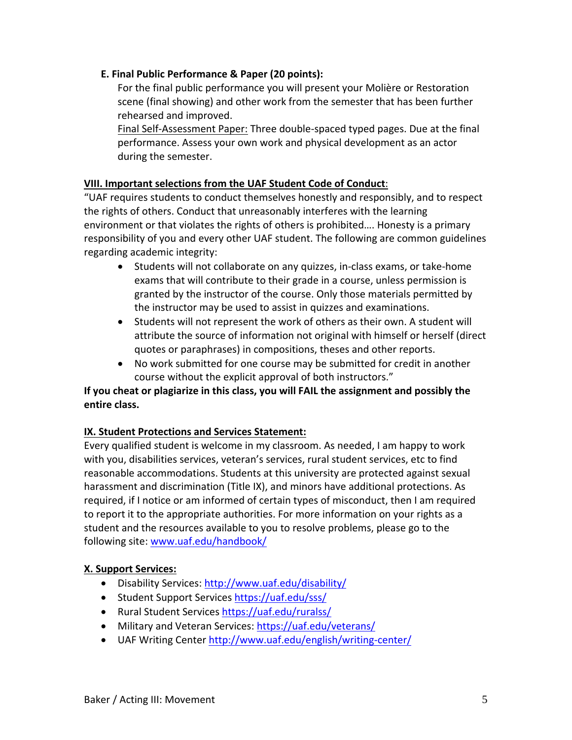### E. Final Public Performance & Paper (20 points):

For the final public performance you will present your Molière or Restoration scene (final showing) and other work from the semester that has been further rehearsed and improved.

Final Self-Assessment Paper: Three double-spaced typed pages. Due at the final performance. Assess your own work and physical development as an actor during the semester.

## VIII. Important selections from the UAF Student Code of Conduct:

"UAF requires students to conduct themselves honestly and responsibly, and to respect the rights of others. Conduct that unreasonably interferes with the learning environment or that violates the rights of others is prohibited…. Honesty is a primary responsibility of you and every other UAF student. The following are common guidelines regarding academic integrity:

- Students will not collaborate on any quizzes, in-class exams, or take-home exams that will contribute to their grade in a course, unless permission is granted by the instructor of the course. Only those materials permitted by the instructor may be used to assist in quizzes and examinations.
- Students will not represent the work of others as their own. A student will attribute the source of information not original with himself or herself (direct quotes or paraphrases) in compositions, theses and other reports.
- No work submitted for one course may be submitted for credit in another course without the explicit approval of both instructors."

**If you cheat or plagiarize in this class, you will FAIL the assignment and possibly the entire class.**

## IX. Student Protections and Services Statement:

Every qualified student is welcome in my classroom. As needed, I am happy to work with you, disabilities services, veteran's services, rural student services, etc to find reasonable accommodations. Students at this university are protected against sexual harassment and discrimination (Title IX), and minors have additional protections. As required, if I notice or am informed of certain types of misconduct, then I am required to report it to the appropriate authorities. For more information on your rights as a student and the resources available to you to resolve problems, please go to the following site: www.uaf.edu/handbook/

## X. Support Services:

- Disability Services: http://www.uaf.edu/disability/
- Student Support Services https://uaf.edu/sss/
- Rural Student Services https://uaf.edu/ruralss/
- Military and Veteran Services: https://uaf.edu/veterans/
- UAF Writing Center http://www.uaf.edu/english/writing-center/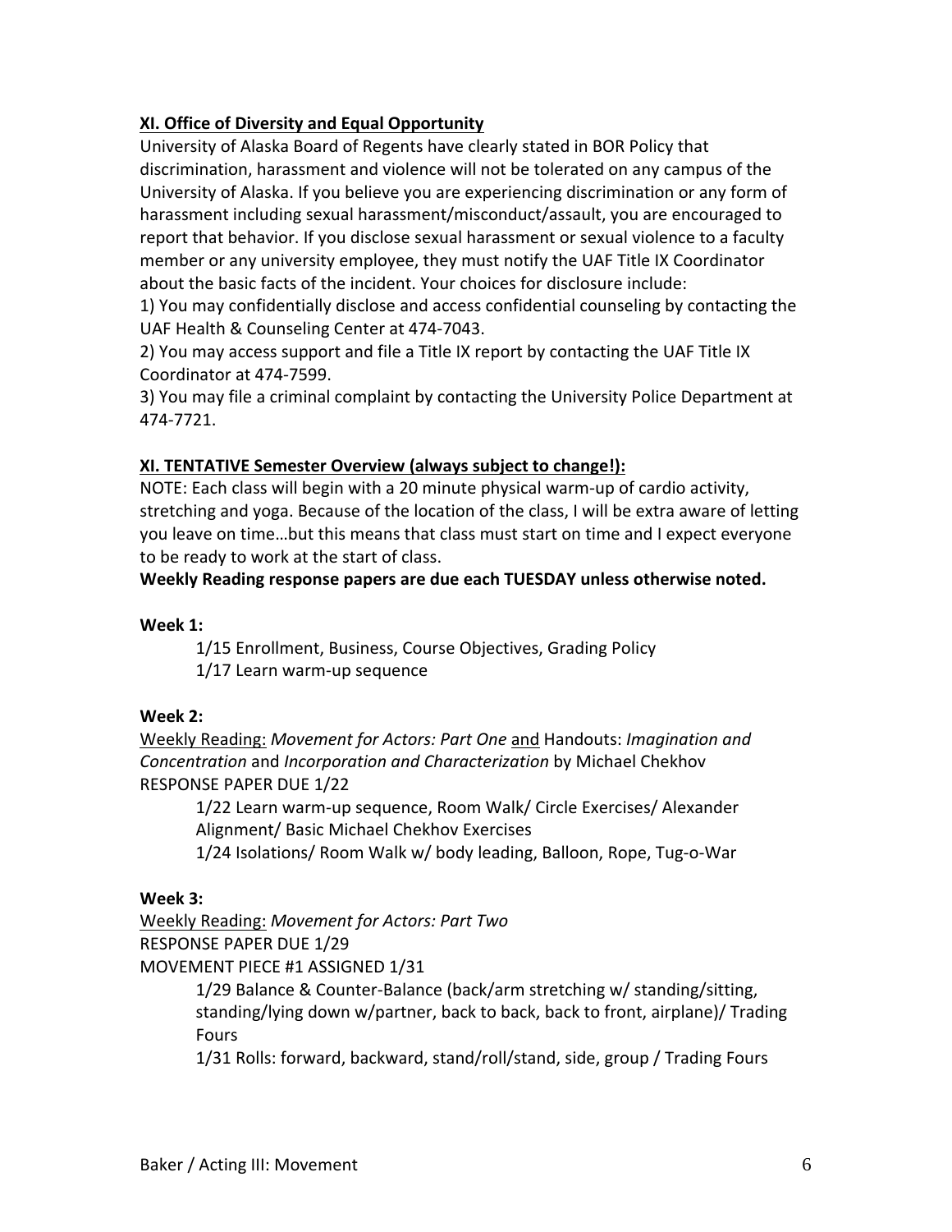## <u>XI. Office of Diversity and Equal Opportunity</u>

University of Alaska Board of Regents have clearly stated in BOR Policy that discrimination, harassment and violence will not be tolerated on any campus of the University of Alaska. If you believe you are experiencing discrimination or any form of harassment including sexual harassment/misconduct/assault, you are encouraged to report that behavior. If you disclose sexual harassment or sexual violence to a faculty member or any university employee, they must notify the UAF Title IX Coordinator about the basic facts of the incident. Your choices for disclosure include:

1) You may confidentially disclose and access confidential counseling by contacting the UAF Health & Counseling Center at 474-7043.
2) You may access support and file a Title IX report by contacting the UAF Title IX Coordinator at 474-7599.
3) You may file a criminal complaint by contacting the University Police Department at 474-7721.

## <u>XI. TENTATIVE Semester Overview (always subject to change!):</u>

NOTE: Each class will begin with a 20 minute physical warm-up of cardio activity, stretching and yoga. Because of the location of the class, I will be extra aware of letting you leave on time…but this means that class must start on time and I expect everyone to be ready to work at the start of class.

**Weekly Reading response papers are due each TUESDAY unless otherwise noted.**

**Week 1:**

- 1/15 Enrollment, Business, Course Objectives, Grading Policy
- 1/17 Learn warm-up sequence

**Week 2:**

<u>Weekly Reading:</u> *Movement for Actors: Part One* <u>and</u> Handouts: *Imagination and Concentration* and *Incorporation and Characterization* by Michael Chekhov
RESPONSE PAPER DUE 1/22

- 1/22 Learn warm-up sequence, Room Walk/ Circle Exercises/ Alexander Alignment/ Basic Michael Chekhov Exercises
- 1/24 Isolations/ Room Walk w/ body leading, Balloon, Rope, Tug-o-War

**Week 3:**

<u>Weekly Reading:</u> *Movement for Actors: Part Two*
RESPONSE PAPER DUE 1/29
MOVEMENT PIECE #1 ASSIGNED 1/31

- 1/29 Balance & Counter-Balance (back/arm stretching w/ standing/sitting, standing/lying down w/partner, back to back, back to front, airplane)/ Trading Fours
- 1/31 Rolls: forward, backward, stand/roll/stand, side, group / Trading Fours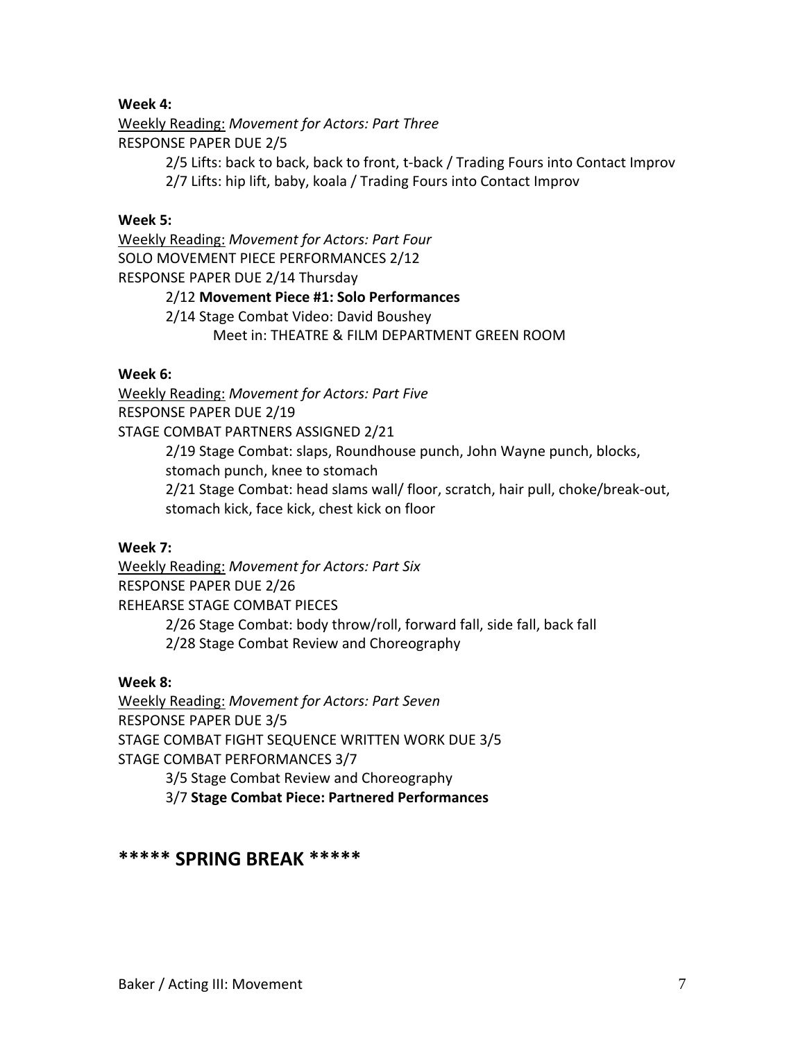**Week 4:**

<u>Weekly Reading:</u> *Movement for Actors: Part Three*

RESPONSE PAPER DUE 2/5

> 2/5 Lifts: back to back, back to front, t-back / Trading Fours into Contact Improv
>
> 2/7 Lifts: hip lift, baby, koala / Trading Fours into Contact Improv

**Week 5:**

<u>Weekly Reading:</u> *Movement for Actors: Part Four*

SOLO MOVEMENT PIECE PERFORMANCES 2/12

RESPONSE PAPER DUE 2/14 Thursday

> 2/12 **Movement Piece #1: Solo Performances**
>
> 2/14 Stage Combat Video: David Boushey
>
> Meet in: THEATRE & FILM DEPARTMENT GREEN ROOM

**Week 6:**

<u>Weekly Reading:</u> *Movement for Actors: Part Five*

RESPONSE PAPER DUE 2/19

STAGE COMBAT PARTNERS ASSIGNED 2/21

> 2/19 Stage Combat: slaps, Roundhouse punch, John Wayne punch, blocks, stomach punch, knee to stomach
>
> 2/21 Stage Combat: head slams wall/ floor, scratch, hair pull, choke/break-out, stomach kick, face kick, chest kick on floor

**Week 7:**

<u>Weekly Reading:</u> *Movement for Actors: Part Six*

RESPONSE PAPER DUE 2/26

REHEARSE STAGE COMBAT PIECES

> 2/26 Stage Combat: body throw/roll, forward fall, side fall, back fall
>
> 2/28 Stage Combat Review and Choreography

**Week 8:**

<u>Weekly Reading:</u> *Movement for Actors: Part Seven*

RESPONSE PAPER DUE 3/5

STAGE COMBAT FIGHT SEQUENCE WRITTEN WORK DUE 3/5

STAGE COMBAT PERFORMANCES 3/7

> 3/5 Stage Combat Review and Choreography
>
> 3/7 **Stage Combat Piece: Partnered Performances**

## ***** SPRING BREAK *****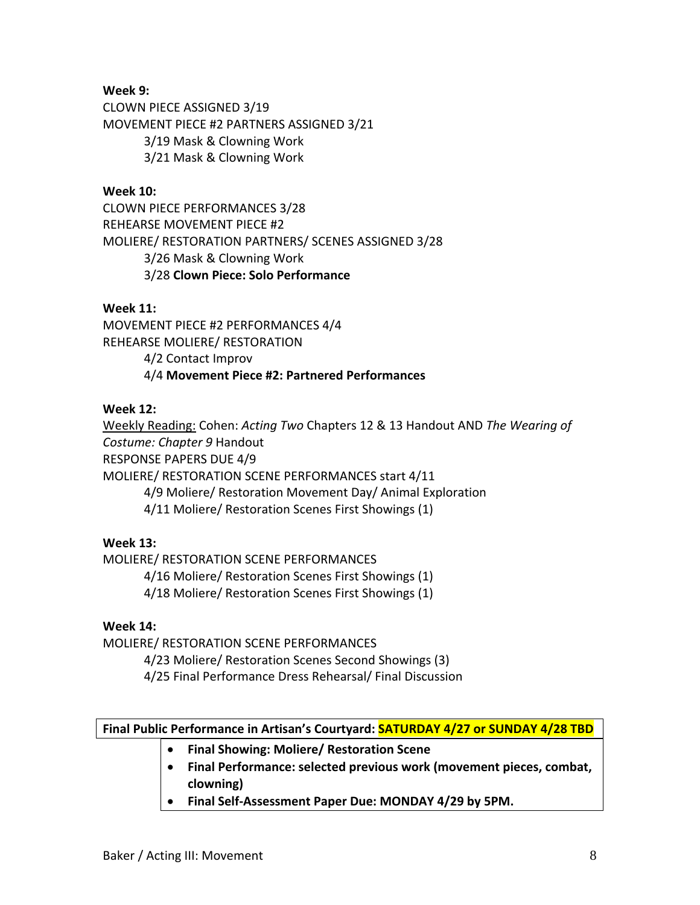**Week 9:**

CLOWN PIECE ASSIGNED 3/19

MOVEMENT PIECE #2 PARTNERS ASSIGNED 3/21

- 3/19 Mask & Clowning Work
- 3/21 Mask & Clowning Work

**Week 10:**

CLOWN PIECE PERFORMANCES 3/28

REHEARSE MOVEMENT PIECE #2

MOLIERE/ RESTORATION PARTNERS/ SCENES ASSIGNED 3/28

- 3/26 Mask & Clowning Work
- 3/28 **Clown Piece: Solo Performance**

**Week 11:**

MOVEMENT PIECE #2 PERFORMANCES 4/4

REHEARSE MOLIERE/ RESTORATION

- 4/2 Contact Improv
- 4/4 **Movement Piece #2: Partnered Performances**

**Week 12:**

Weekly Reading: Cohen: *Acting Two* Chapters 12 & 13 Handout AND *The Wearing of Costume: Chapter 9* Handout

RESPONSE PAPERS DUE 4/9

MOLIERE/ RESTORATION SCENE PERFORMANCES start 4/11

- 4/9 Moliere/ Restoration Movement Day/ Animal Exploration
- 4/11 Moliere/ Restoration Scenes First Showings (1)

**Week 13:**

MOLIERE/ RESTORATION SCENE PERFORMANCES

- 4/16 Moliere/ Restoration Scenes First Showings (1)
- 4/18 Moliere/ Restoration Scenes First Showings (1)

**Week 14:**

MOLIERE/ RESTORATION SCENE PERFORMANCES

- 4/23 Moliere/ Restoration Scenes Second Showings (3)
- 4/25 Final Performance Dress Rehearsal/ Final Discussion

**Final Public Performance in Artisan's Courtyard: SATURDAY 4/27 or SUNDAY 4/28 TBD**

- **Final Showing: Moliere/ Restoration Scene**
- **Final Performance: selected previous work (movement pieces, combat, clowning)**
- **Final Self-Assessment Paper Due: MONDAY 4/29 by 5PM.**